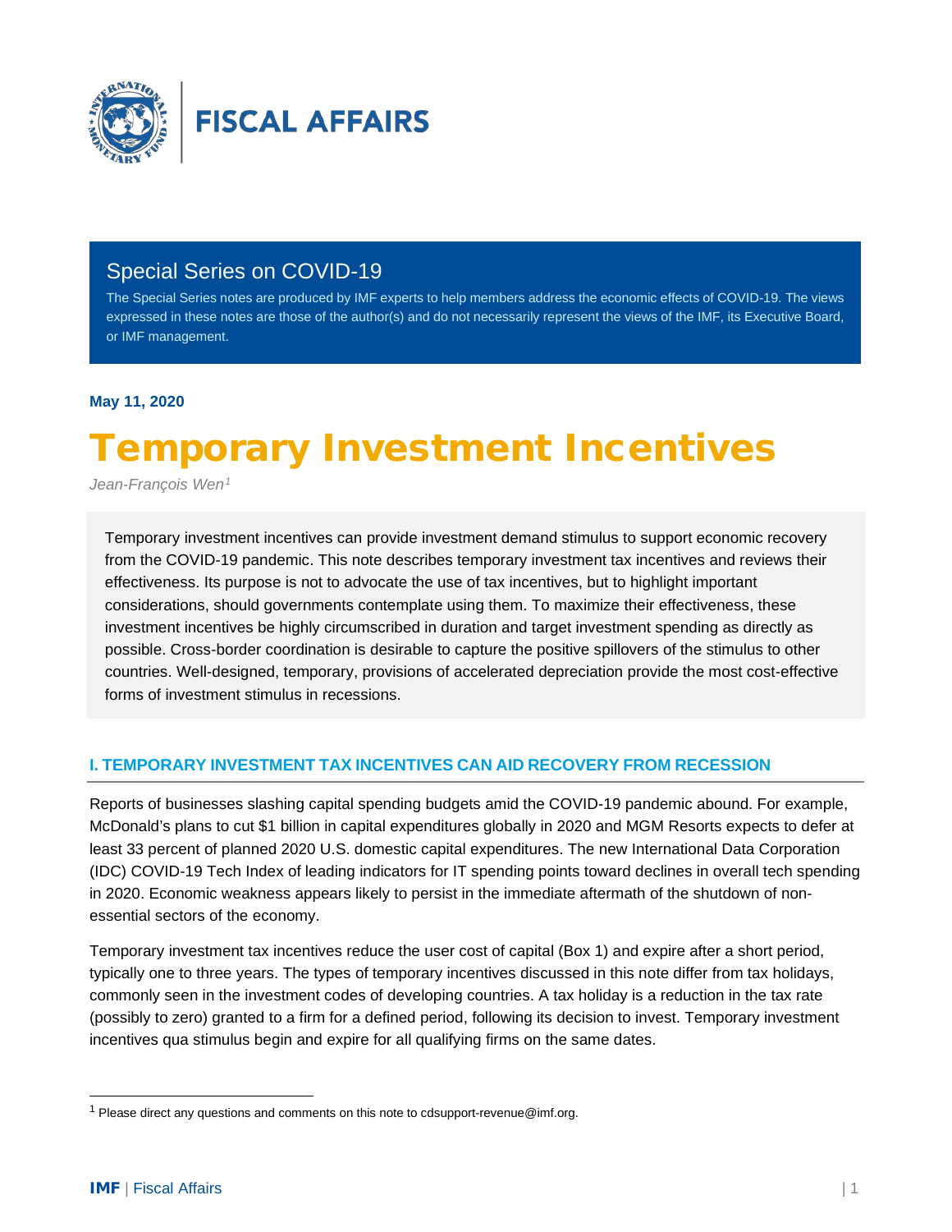# FISCAL AFFAIRS

## Special Series on COVID-19

The Special Series notes are produced by IMF experts to help members address the economic effects of COVID-19. The views expressed in these notes are those of the author(s) and do not necessarily represent the views of the IMF, its Executive Board, or IMF management.

**May 11, 2020**

# Temporary Investment Incentives

*Jean-François Wen*[1]

Temporary investment incentives can provide investment demand stimulus to support economic recovery from the COVID-19 pandemic. This note describes temporary investment tax incentives and reviews their effectiveness. Its purpose is not to advocate the use of tax incentives, but to highlight important considerations, should governments contemplate using them. To maximize their effectiveness, these investment incentives be highly circumscribed in duration and target investment spending as directly as possible. Cross-border coordination is desirable to capture the positive spillovers of the stimulus to other countries. Well-designed, temporary, provisions of accelerated depreciation provide the most cost-effective forms of investment stimulus in recessions.

## I. TEMPORARY INVESTMENT TAX INCENTIVES CAN AID RECOVERY FROM RECESSION

Reports of businesses slashing capital spending budgets amid the COVID-19 pandemic abound. For example, McDonald's plans to cut $1 billion in capital expenditures globally in 2020 and MGM Resorts expects to defer at least 33 percent of planned 2020 U.S. domestic capital expenditures. The new International Data Corporation (IDC) COVID-19 Tech Index of leading indicators for IT spending points toward declines in overall tech spending in 2020. Economic weakness appears likely to persist in the immediate aftermath of the shutdown of non-essential sectors of the economy.

Temporary investment tax incentives reduce the user cost of capital (Box 1) and expire after a short period, typically one to three years. The types of temporary incentives discussed in this note differ from tax holidays, commonly seen in the investment codes of developing countries. A tax holiday is a reduction in the tax rate (possibly to zero) granted to a firm for a defined period, following its decision to invest. Temporary investment incentives qua stimulus begin and expire for all qualifying firms on the same dates.

[1] Please direct any questions and comments on this note to cdsupport-revenue@imf.org.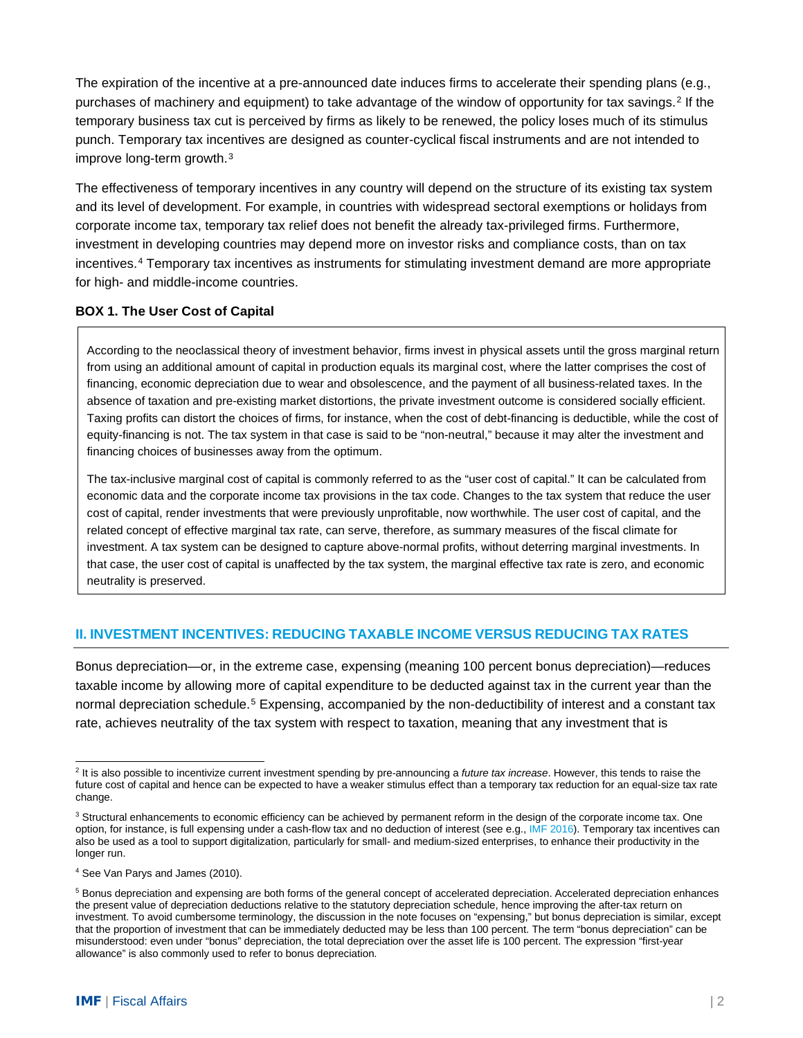The expiration of the incentive at a pre-announced date induces firms to accelerate their spending plans (e.g., purchases of machinery and equipment) to take advantage of the window of opportunity for tax savings.[2] If the temporary business tax cut is perceived by firms as likely to be renewed, the policy loses much of its stimulus punch. Temporary tax incentives are designed as counter-cyclical fiscal instruments and are not intended to improve long-term growth.[3]

The effectiveness of temporary incentives in any country will depend on the structure of its existing tax system and its level of development. For example, in countries with widespread sectoral exemptions or holidays from corporate income tax, temporary tax relief does not benefit the already tax-privileged firms. Furthermore, investment in developing countries may depend more on investor risks and compliance costs, than on tax incentives.[4] Temporary tax incentives as instruments for stimulating investment demand are more appropriate for high- and middle-income countries.

**BOX 1. The User Cost of Capital**

> According to the neoclassical theory of investment behavior, firms invest in physical assets until the gross marginal return from using an additional amount of capital in production equals its marginal cost, where the latter comprises the cost of financing, economic depreciation due to wear and obsolescence, and the payment of all business-related taxes. In the absence of taxation and pre-existing market distortions, the private investment outcome is considered socially efficient. Taxing profits can distort the choices of firms, for instance, when the cost of debt-financing is deductible, while the cost of equity-financing is not. The tax system in that case is said to be "non-neutral," because it may alter the investment and financing choices of businesses away from the optimum.
>
> The tax-inclusive marginal cost of capital is commonly referred to as the "user cost of capital." It can be calculated from economic data and the corporate income tax provisions in the tax code. Changes to the tax system that reduce the user cost of capital, render investments that were previously unprofitable, now worthwhile. The user cost of capital, and the related concept of effective marginal tax rate, can serve, therefore, as summary measures of the fiscal climate for investment. A tax system can be designed to capture above-normal profits, without deterring marginal investments. In that case, the user cost of capital is unaffected by the tax system, the marginal effective tax rate is zero, and economic neutrality is preserved.

## II. INVESTMENT INCENTIVES: REDUCING TAXABLE INCOME VERSUS REDUCING TAX RATES

Bonus depreciation—or, in the extreme case, expensing (meaning 100 percent bonus depreciation)—reduces taxable income by allowing more of capital expenditure to be deducted against tax in the current year than the normal depreciation schedule.[5] Expensing, accompanied by the non-deductibility of interest and a constant tax rate, achieves neutrality of the tax system with respect to taxation, meaning that any investment that is

---

[2] It is also possible to incentivize current investment spending by pre-announcing a *future tax increase*. However, this tends to raise the future cost of capital and hence can be expected to have a weaker stimulus effect than a temporary tax reduction for an equal-size tax rate change.

[3] Structural enhancements to economic efficiency can be achieved by permanent reform in the design of the corporate income tax. One option, for instance, is full expensing under a cash-flow tax and no deduction of interest (see e.g., IMF 2016). Temporary tax incentives can also be used as a tool to support digitalization, particularly for small- and medium-sized enterprises, to enhance their productivity in the longer run.

[4] See Van Parys and James (2010).

[5] Bonus depreciation and expensing are both forms of the general concept of accelerated depreciation. Accelerated depreciation enhances the present value of depreciation deductions relative to the statutory depreciation schedule, hence improving the after-tax return on investment. To avoid cumbersome terminology, the discussion in the note focuses on "expensing," but bonus depreciation is similar, except that the proportion of investment that can be immediately deducted may be less than 100 percent. The term "bonus depreciation" can be misunderstood: even under "bonus" depreciation, the total depreciation over the asset life is 100 percent. The expression "first-year allowance" is also commonly used to refer to bonus depreciation.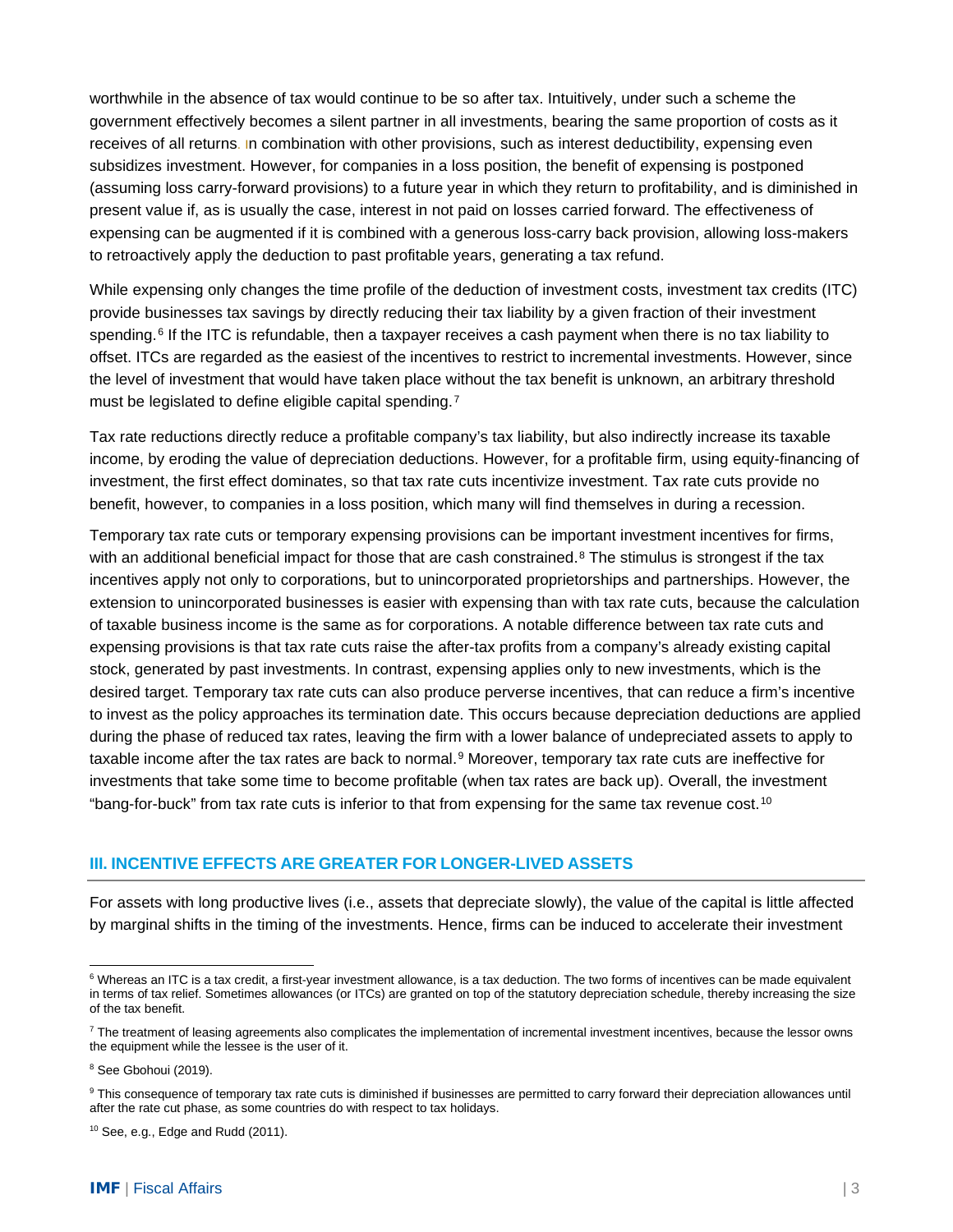worthwhile in the absence of tax would continue to be so after tax. Intuitively, under such a scheme the government effectively becomes a silent partner in all investments, bearing the same proportion of costs as it receives of all returns. In combination with other provisions, such as interest deductibility, expensing even subsidizes investment. However, for companies in a loss position, the benefit of expensing is postponed (assuming loss carry-forward provisions) to a future year in which they return to profitability, and is diminished in present value if, as is usually the case, interest in not paid on losses carried forward. The effectiveness of expensing can be augmented if it is combined with a generous loss-carry back provision, allowing loss-makers to retroactively apply the deduction to past profitable years, generating a tax refund.

While expensing only changes the time profile of the deduction of investment costs, investment tax credits (ITC) provide businesses tax savings by directly reducing their tax liability by a given fraction of their investment spending.[6] If the ITC is refundable, then a taxpayer receives a cash payment when there is no tax liability to offset. ITCs are regarded as the easiest of the incentives to restrict to incremental investments. However, since the level of investment that would have taken place without the tax benefit is unknown, an arbitrary threshold must be legislated to define eligible capital spending.[7]

Tax rate reductions directly reduce a profitable company's tax liability, but also indirectly increase its taxable income, by eroding the value of depreciation deductions. However, for a profitable firm, using equity-financing of investment, the first effect dominates, so that tax rate cuts incentivize investment. Tax rate cuts provide no benefit, however, to companies in a loss position, which many will find themselves in during a recession.

Temporary tax rate cuts or temporary expensing provisions can be important investment incentives for firms, with an additional beneficial impact for those that are cash constrained.[8] The stimulus is strongest if the tax incentives apply not only to corporations, but to unincorporated proprietorships and partnerships. However, the extension to unincorporated businesses is easier with expensing than with tax rate cuts, because the calculation of taxable business income is the same as for corporations. A notable difference between tax rate cuts and expensing provisions is that tax rate cuts raise the after-tax profits from a company's already existing capital stock, generated by past investments. In contrast, expensing applies only to new investments, which is the desired target. Temporary tax rate cuts can also produce perverse incentives, that can reduce a firm's incentive to invest as the policy approaches its termination date. This occurs because depreciation deductions are applied during the phase of reduced tax rates, leaving the firm with a lower balance of undepreciated assets to apply to taxable income after the tax rates are back to normal.[9] Moreover, temporary tax rate cuts are ineffective for investments that take some time to become profitable (when tax rates are back up). Overall, the investment "bang-for-buck" from tax rate cuts is inferior to that from expensing for the same tax revenue cost.[10]

## III. INCENTIVE EFFECTS ARE GREATER FOR LONGER-LIVED ASSETS

For assets with long productive lives (i.e., assets that depreciate slowly), the value of the capital is little affected by marginal shifts in the timing of the investments. Hence, firms can be induced to accelerate their investment

---

[6] Whereas an ITC is a tax credit, a first-year investment allowance, is a tax deduction. The two forms of incentives can be made equivalent in terms of tax relief. Sometimes allowances (or ITCs) are granted on top of the statutory depreciation schedule, thereby increasing the size of the tax benefit.

[7] The treatment of leasing agreements also complicates the implementation of incremental investment incentives, because the lessor owns the equipment while the lessee is the user of it.

[8] See Gbohoui (2019).

[9] This consequence of temporary tax rate cuts is diminished if businesses are permitted to carry forward their depreciation allowances until after the rate cut phase, as some countries do with respect to tax holidays.

[10] See, e.g., Edge and Rudd (2011).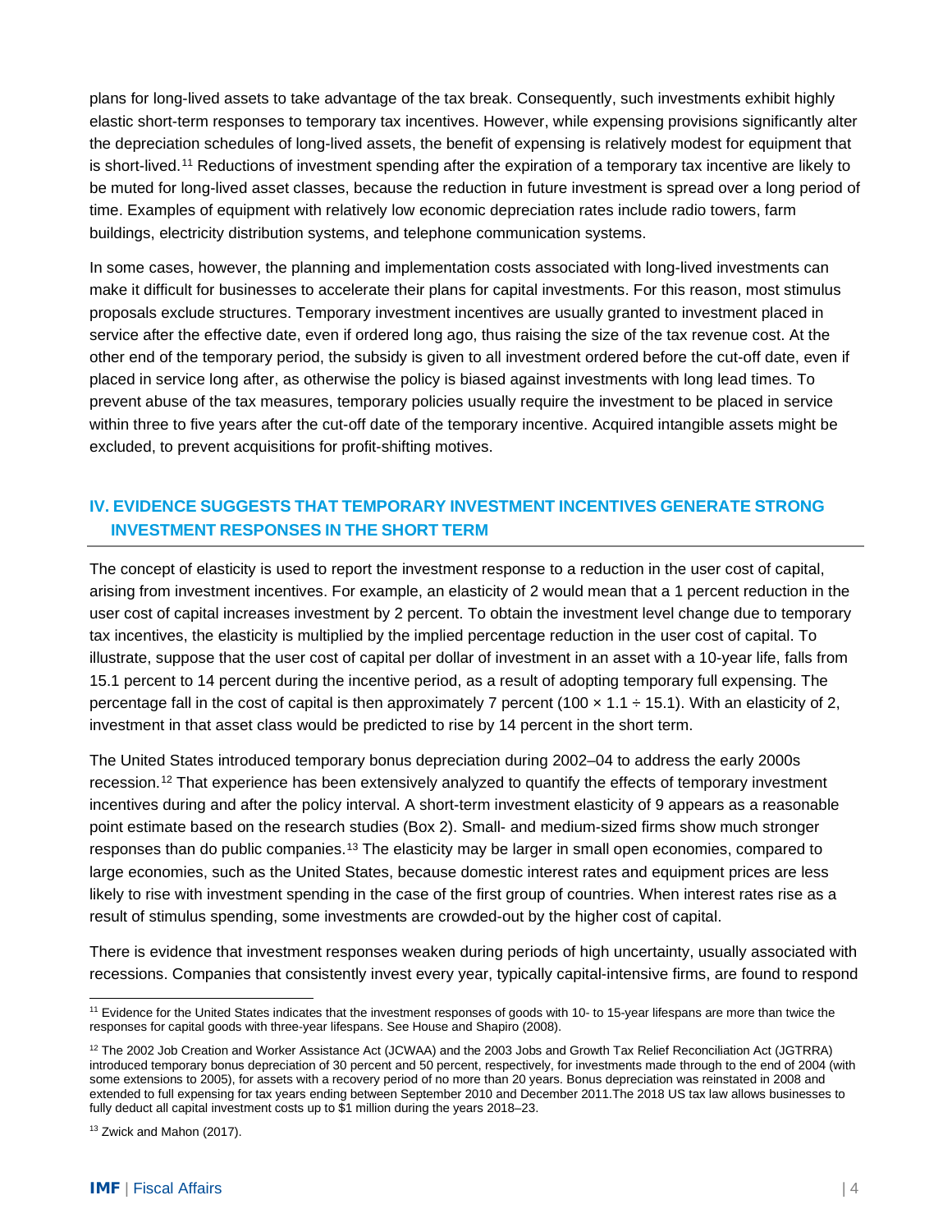plans for long-lived assets to take advantage of the tax break. Consequently, such investments exhibit highly elastic short-term responses to temporary tax incentives. However, while expensing provisions significantly alter the depreciation schedules of long-lived assets, the benefit of expensing is relatively modest for equipment that is short-lived.[11] Reductions of investment spending after the expiration of a temporary tax incentive are likely to be muted for long-lived asset classes, because the reduction in future investment is spread over a long period of time. Examples of equipment with relatively low economic depreciation rates include radio towers, farm buildings, electricity distribution systems, and telephone communication systems.

In some cases, however, the planning and implementation costs associated with long-lived investments can make it difficult for businesses to accelerate their plans for capital investments. For this reason, most stimulus proposals exclude structures. Temporary investment incentives are usually granted to investment placed in service after the effective date, even if ordered long ago, thus raising the size of the tax revenue cost. At the other end of the temporary period, the subsidy is given to all investment ordered before the cut-off date, even if placed in service long after, as otherwise the policy is biased against investments with long lead times. To prevent abuse of the tax measures, temporary policies usually require the investment to be placed in service within three to five years after the cut-off date of the temporary incentive. Acquired intangible assets might be excluded, to prevent acquisitions for profit-shifting motives.

## IV. EVIDENCE SUGGESTS THAT TEMPORARY INVESTMENT INCENTIVES GENERATE STRONG INVESTMENT RESPONSES IN THE SHORT TERM

The concept of elasticity is used to report the investment response to a reduction in the user cost of capital, arising from investment incentives. For example, an elasticity of 2 would mean that a 1 percent reduction in the user cost of capital increases investment by 2 percent. To obtain the investment level change due to temporary tax incentives, the elasticity is multiplied by the implied percentage reduction in the user cost of capital. To illustrate, suppose that the user cost of capital per dollar of investment in an asset with a 10-year life, falls from 15.1 percent to 14 percent during the incentive period, as a result of adopting temporary full expensing. The percentage fall in the cost of capital is then approximately 7 percent ($100 \times 1.1 \div 15.1$). With an elasticity of 2, investment in that asset class would be predicted to rise by 14 percent in the short term.

The United States introduced temporary bonus depreciation during 2002–04 to address the early 2000s recession.[12] That experience has been extensively analyzed to quantify the effects of temporary investment incentives during and after the policy interval. A short-term investment elasticity of 9 appears as a reasonable point estimate based on the research studies (Box 2). Small- and medium-sized firms show much stronger responses than do public companies.[13] The elasticity may be larger in small open economies, compared to large economies, such as the United States, because domestic interest rates and equipment prices are less likely to rise with investment spending in the case of the first group of countries. When interest rates rise as a result of stimulus spending, some investments are crowded-out by the higher cost of capital.

There is evidence that investment responses weaken during periods of high uncertainty, usually associated with recessions. Companies that consistently invest every year, typically capital-intensive firms, are found to respond

---

[11] Evidence for the United States indicates that the investment responses of goods with 10- to 15-year lifespans are more than twice the responses for capital goods with three-year lifespans. See House and Shapiro (2008).

[12] The 2002 Job Creation and Worker Assistance Act (JCWAA) and the 2003 Jobs and Growth Tax Relief Reconciliation Act (JGTRRA) introduced temporary bonus depreciation of 30 percent and 50 percent, respectively, for investments made through to the end of 2004 (with some extensions to 2005), for assets with a recovery period of no more than 20 years. Bonus depreciation was reinstated in 2008 and extended to full expensing for tax years ending between September 2010 and December 2011.The 2018 US tax law allows businesses to fully deduct all capital investment costs up to $1 million during the years 2018–23.

[13] Zwick and Mahon (2017).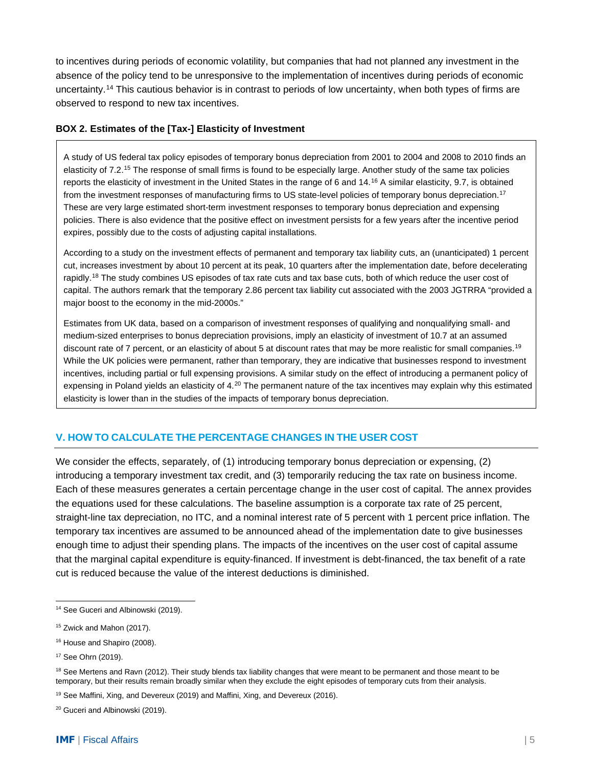to incentives during periods of economic volatility, but companies that had not planned any investment in the absence of the policy tend to be unresponsive to the implementation of incentives during periods of economic uncertainty.[14] This cautious behavior is in contrast to periods of low uncertainty, when both types of firms are observed to respond to new tax incentives.

**BOX 2. Estimates of the [Tax-] Elasticity of Investment**

A study of US federal tax policy episodes of temporary bonus depreciation from 2001 to 2004 and 2008 to 2010 finds an elasticity of 7.2.[15] The response of small firms is found to be especially large. Another study of the same tax policies reports the elasticity of investment in the United States in the range of 6 and 14.[16] A similar elasticity, 9.7, is obtained from the investment responses of manufacturing firms to US state-level policies of temporary bonus depreciation.[17] These are very large estimated short-term investment responses to temporary bonus depreciation and expensing policies. There is also evidence that the positive effect on investment persists for a few years after the incentive period expires, possibly due to the costs of adjusting capital installations.

According to a study on the investment effects of permanent and temporary tax liability cuts, an (unanticipated) 1 percent cut, increases investment by about 10 percent at its peak, 10 quarters after the implementation date, before decelerating rapidly.[18] The study combines US episodes of tax rate cuts and tax base cuts, both of which reduce the user cost of capital. The authors remark that the temporary 2.86 percent tax liability cut associated with the 2003 JGTRRA "provided a major boost to the economy in the mid-2000s."

Estimates from UK data, based on a comparison of investment responses of qualifying and nonqualifying small- and medium-sized enterprises to bonus depreciation provisions, imply an elasticity of investment of 10.7 at an assumed discount rate of 7 percent, or an elasticity of about 5 at discount rates that may be more realistic for small companies.[19] While the UK policies were permanent, rather than temporary, they are indicative that businesses respond to investment incentives, including partial or full expensing provisions. A similar study on the effect of introducing a permanent policy of expensing in Poland yields an elasticity of 4.[20] The permanent nature of the tax incentives may explain why this estimated elasticity is lower than in the studies of the impacts of temporary bonus depreciation.

## V. HOW TO CALCULATE THE PERCENTAGE CHANGES IN THE USER COST

We consider the effects, separately, of (1) introducing temporary bonus depreciation or expensing, (2) introducing a temporary investment tax credit, and (3) temporarily reducing the tax rate on business income. Each of these measures generates a certain percentage change in the user cost of capital. The annex provides the equations used for these calculations. The baseline assumption is a corporate tax rate of 25 percent, straight-line tax depreciation, no ITC, and a nominal interest rate of 5 percent with 1 percent price inflation. The temporary tax incentives are assumed to be announced ahead of the implementation date to give businesses enough time to adjust their spending plans. The impacts of the incentives on the user cost of capital assume that the marginal capital expenditure is equity-financed. If investment is debt-financed, the tax benefit of a rate cut is reduced because the value of the interest deductions is diminished.

[14] See Guceri and Albinowski (2019).

[15] Zwick and Mahon (2017).

[16] House and Shapiro (2008).

[17] See Ohrn (2019).

[18] See Mertens and Ravn (2012). Their study blends tax liability changes that were meant to be permanent and those meant to be temporary, but their results remain broadly similar when they exclude the eight episodes of temporary cuts from their analysis.

[19] See Maffini, Xing, and Devereux (2019) and Maffini, Xing, and Devereux (2016).

[20] Guceri and Albinowski (2019).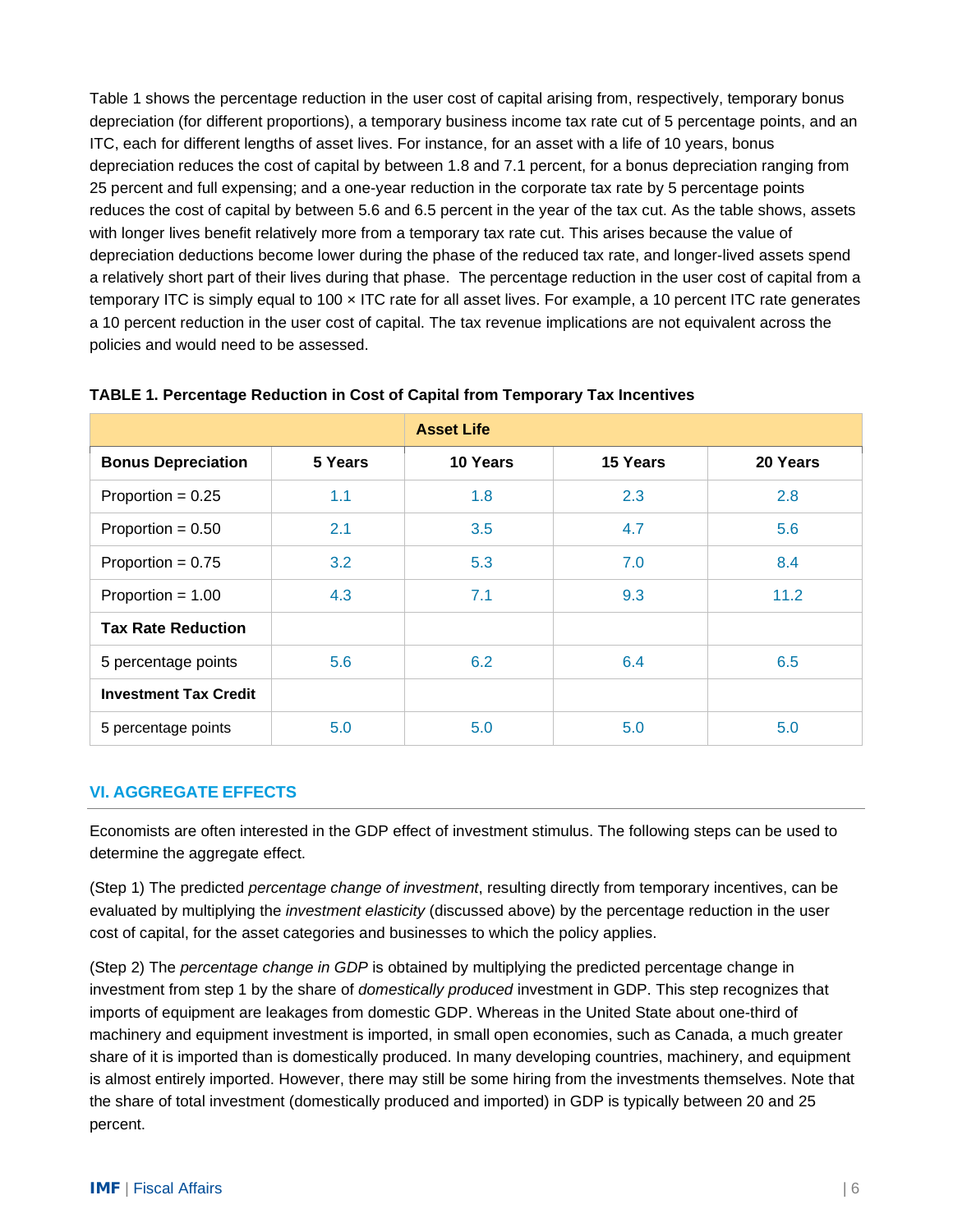Table 1 shows the percentage reduction in the user cost of capital arising from, respectively, temporary bonus depreciation (for different proportions), a temporary business income tax rate cut of 5 percentage points, and an ITC, each for different lengths of asset lives. For instance, for an asset with a life of 10 years, bonus depreciation reduces the cost of capital by between 1.8 and 7.1 percent, for a bonus depreciation ranging from 25 percent and full expensing; and a one-year reduction in the corporate tax rate by 5 percentage points reduces the cost of capital by between 5.6 and 6.5 percent in the year of the tax cut. As the table shows, assets with longer lives benefit relatively more from a temporary tax rate cut. This arises because the value of depreciation deductions become lower during the phase of the reduced tax rate, and longer-lived assets spend a relatively short part of their lives during that phase. The percentage reduction in the user cost of capital from a temporary ITC is simply equal to 100 × ITC rate for all asset lives. For example, a 10 percent ITC rate generates a 10 percent reduction in the user cost of capital. The tax revenue implications are not equivalent across the policies and would need to be assessed.

**TABLE 1. Percentage Reduction in Cost of Capital from Temporary Tax Incentives**

| | Asset Life | | | |
|---|---|---|---|---|
| **Bonus Depreciation** | **5 Years** | **10 Years** | **15 Years** | **20 Years** |
| Proportion = 0.25 | 1.1 | 1.8 | 2.3 | 2.8 |
| Proportion = 0.50 | 2.1 | 3.5 | 4.7 | 5.6 |
| Proportion = 0.75 | 3.2 | 5.3 | 7.0 | 8.4 |
| Proportion = 1.00 | 4.3 | 7.1 | 9.3 | 11.2 |
| **Tax Rate Reduction** | | | | |
| 5 percentage points | 5.6 | 6.2 | 6.4 | 6.5 |
| **Investment Tax Credit** | | | | |
| 5 percentage points | 5.0 | 5.0 | 5.0 | 5.0 |

## VI. AGGREGATE EFFECTS

Economists are often interested in the GDP effect of investment stimulus. The following steps can be used to determine the aggregate effect.

(Step 1) The predicted *percentage change of investment*, resulting directly from temporary incentives, can be evaluated by multiplying the *investment elasticity* (discussed above) by the percentage reduction in the user cost of capital, for the asset categories and businesses to which the policy applies.

(Step 2) The *percentage change in GDP* is obtained by multiplying the predicted percentage change in investment from step 1 by the share of *domestically produced* investment in GDP. This step recognizes that imports of equipment are leakages from domestic GDP. Whereas in the United State about one-third of machinery and equipment investment is imported, in small open economies, such as Canada, a much greater share of it is imported than is domestically produced. In many developing countries, machinery, and equipment is almost entirely imported. However, there may still be some hiring from the investments themselves. Note that the share of total investment (domestically produced and imported) in GDP is typically between 20 and 25 percent.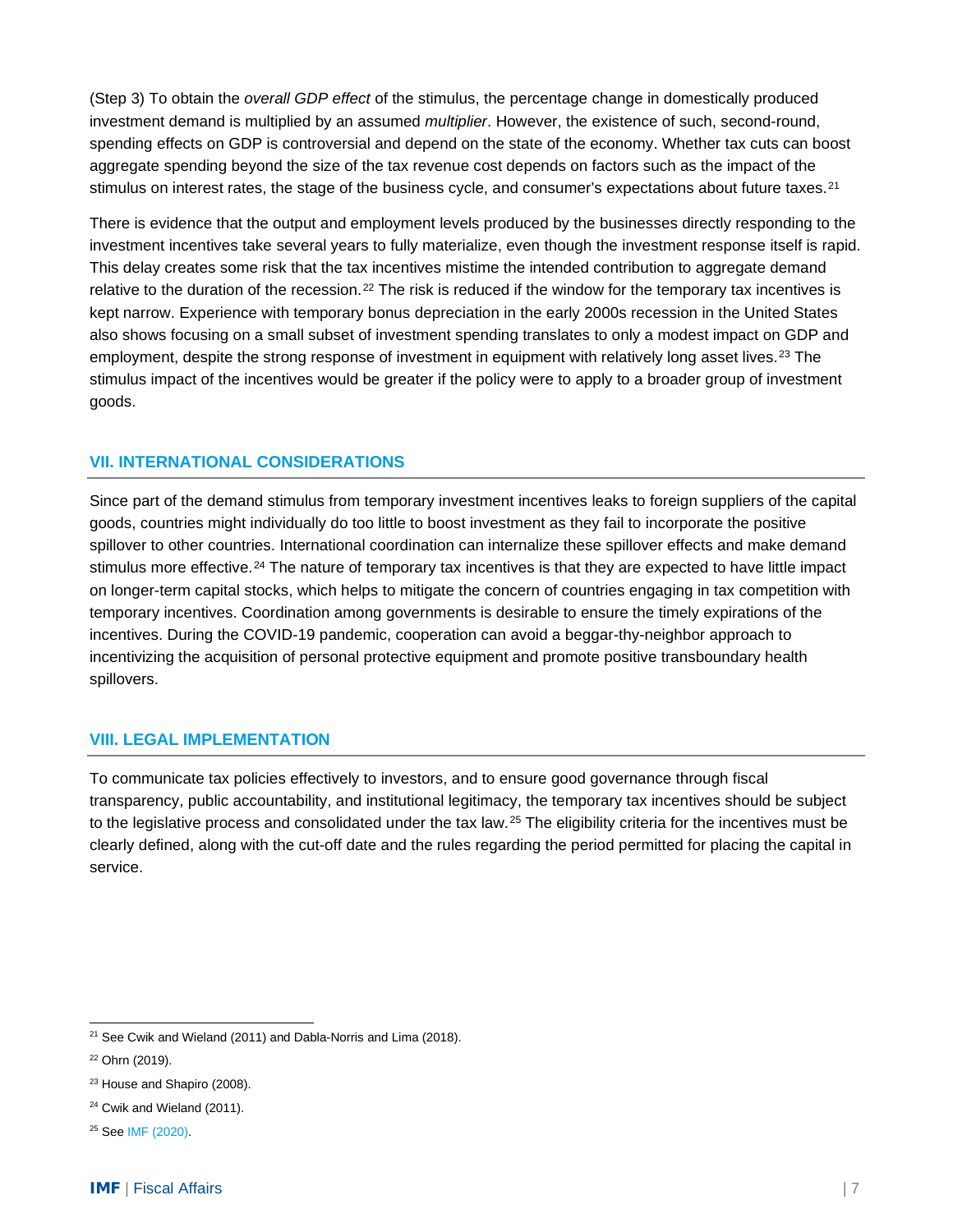(Step 3) To obtain the *overall GDP effect* of the stimulus, the percentage change in domestically produced investment demand is multiplied by an assumed *multiplier*. However, the existence of such, second-round, spending effects on GDP is controversial and depend on the state of the economy. Whether tax cuts can boost aggregate spending beyond the size of the tax revenue cost depends on factors such as the impact of the stimulus on interest rates, the stage of the business cycle, and consumer's expectations about future taxes.[21]

There is evidence that the output and employment levels produced by the businesses directly responding to the investment incentives take several years to fully materialize, even though the investment response itself is rapid. This delay creates some risk that the tax incentives mistime the intended contribution to aggregate demand relative to the duration of the recession.[22] The risk is reduced if the window for the temporary tax incentives is kept narrow. Experience with temporary bonus depreciation in the early 2000s recession in the United States also shows focusing on a small subset of investment spending translates to only a modest impact on GDP and employment, despite the strong response of investment in equipment with relatively long asset lives.[23] The stimulus impact of the incentives would be greater if the policy were to apply to a broader group of investment goods.

## VII. INTERNATIONAL CONSIDERATIONS

Since part of the demand stimulus from temporary investment incentives leaks to foreign suppliers of the capital goods, countries might individually do too little to boost investment as they fail to incorporate the positive spillover to other countries. International coordination can internalize these spillover effects and make demand stimulus more effective.[24] The nature of temporary tax incentives is that they are expected to have little impact on longer-term capital stocks, which helps to mitigate the concern of countries engaging in tax competition with temporary incentives. Coordination among governments is desirable to ensure the timely expirations of the incentives. During the COVID-19 pandemic, cooperation can avoid a beggar-thy-neighbor approach to incentivizing the acquisition of personal protective equipment and promote positive transboundary health spillovers.

## VIII. LEGAL IMPLEMENTATION

To communicate tax policies effectively to investors, and to ensure good governance through fiscal transparency, public accountability, and institutional legitimacy, the temporary tax incentives should be subject to the legislative process and consolidated under the tax law.[25] The eligibility criteria for the incentives must be clearly defined, along with the cut-off date and the rules regarding the period permitted for placing the capital in service.

---

[21] See Cwik and Wieland (2011) and Dabla-Norris and Lima (2018).

[22] Ohrn (2019).

[23] House and Shapiro (2008).

[24] Cwik and Wieland (2011).

[25] See IMF (2020).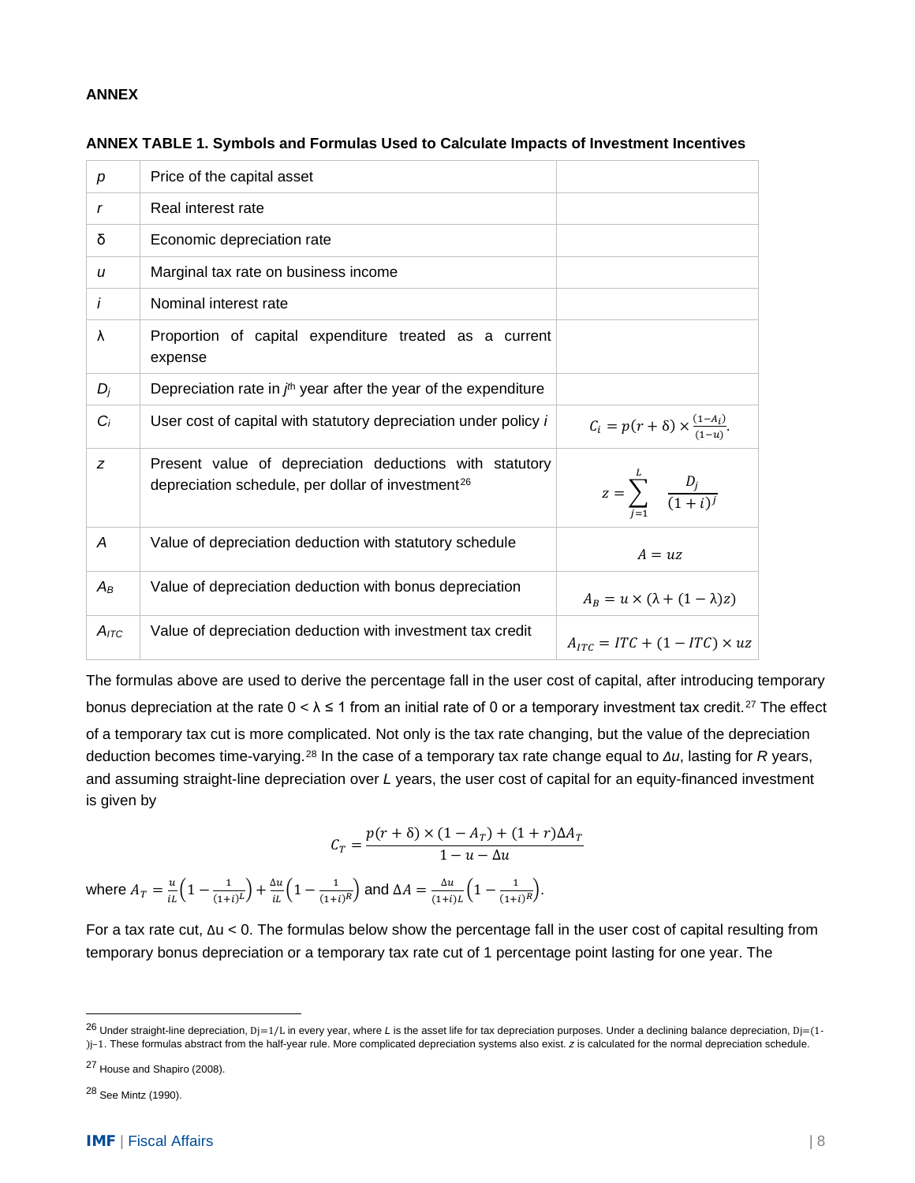## ANNEX

**ANNEX TABLE 1. Symbols and Formulas Used to Calculate Impacts of Investment Incentives**

| | | |
|---|---|---|
| $p$ | Price of the capital asset | |
| $r$ | Real interest rate | |
| $\delta$ | Economic depreciation rate | |
| $u$ | Marginal tax rate on business income | |
| $i$ | Nominal interest rate | |
| $\lambda$ | Proportion of capital expenditure treated as a current expense | |
| $D_j$ | Depreciation rate in $j^{th}$ year after the year of the expenditure | |
| $C_i$ | User cost of capital with statutory depreciation under policy $i$ | $C_i = p(r+\delta) \times \frac{(1-A_i)}{(1-u)}.$ |
| $z$ | Present value of depreciation deductions with statutory depreciation schedule, per dollar of investment[26] | $z = \sum_{j=1}^{L} \frac{D_j}{(1+i)^j}$ |
| $A$ | Value of depreciation deduction with statutory schedule | $A = uz$ |
| $A_B$ | Value of depreciation deduction with bonus depreciation | $A_B = u \times (\lambda + (1-\lambda)z)$ |
| $A_{ITC}$ | Value of depreciation deduction with investment tax credit | $A_{ITC} = ITC + (1-ITC) \times uz$ |

The formulas above are used to derive the percentage fall in the user cost of capital, after introducing temporary bonus depreciation at the rate $0 < \lambda \leq 1$ from an initial rate of 0 or a temporary investment tax credit.[27] The effect of a temporary tax cut is more complicated. Not only is the tax rate changing, but the value of the depreciation deduction becomes time-varying.[28] In the case of a temporary tax rate change equal to $\Delta u$, lasting for $R$ years, and assuming straight-line depreciation over $L$ years, the user cost of capital for an equity-financed investment is given by

$$C_T = \frac{p(r+\delta) \times (1-A_T) + (1+r)\Delta A_T}{1-u-\Delta u}$$

where $A_T = \frac{u}{iL}\left(1 - \frac{1}{(1+i)^L}\right) + \frac{\Delta u}{iL}\left(1 - \frac{1}{(1+i)^R}\right)$ and $\Delta A = \frac{\Delta u}{(1+i)L}\left(1 - \frac{1}{(1+i)^R}\right)$.

For a tax rate cut, $\Delta u < 0$. The formulas below show the percentage fall in the user cost of capital resulting from temporary bonus depreciation or a temporary tax rate cut of 1 percentage point lasting for one year. The

---

[26] Under straight-line depreciation, $D_j = 1/L$ in every year, where $L$ is the asset life for tax depreciation purposes. Under a declining balance depreciation, $D_j = (1-)^{j-1}$. These formulas abstract from the half-year rule. More complicated depreciation systems also exist. $z$ is calculated for the normal depreciation schedule.

[27] House and Shapiro (2008).

[28] See Mintz (1990).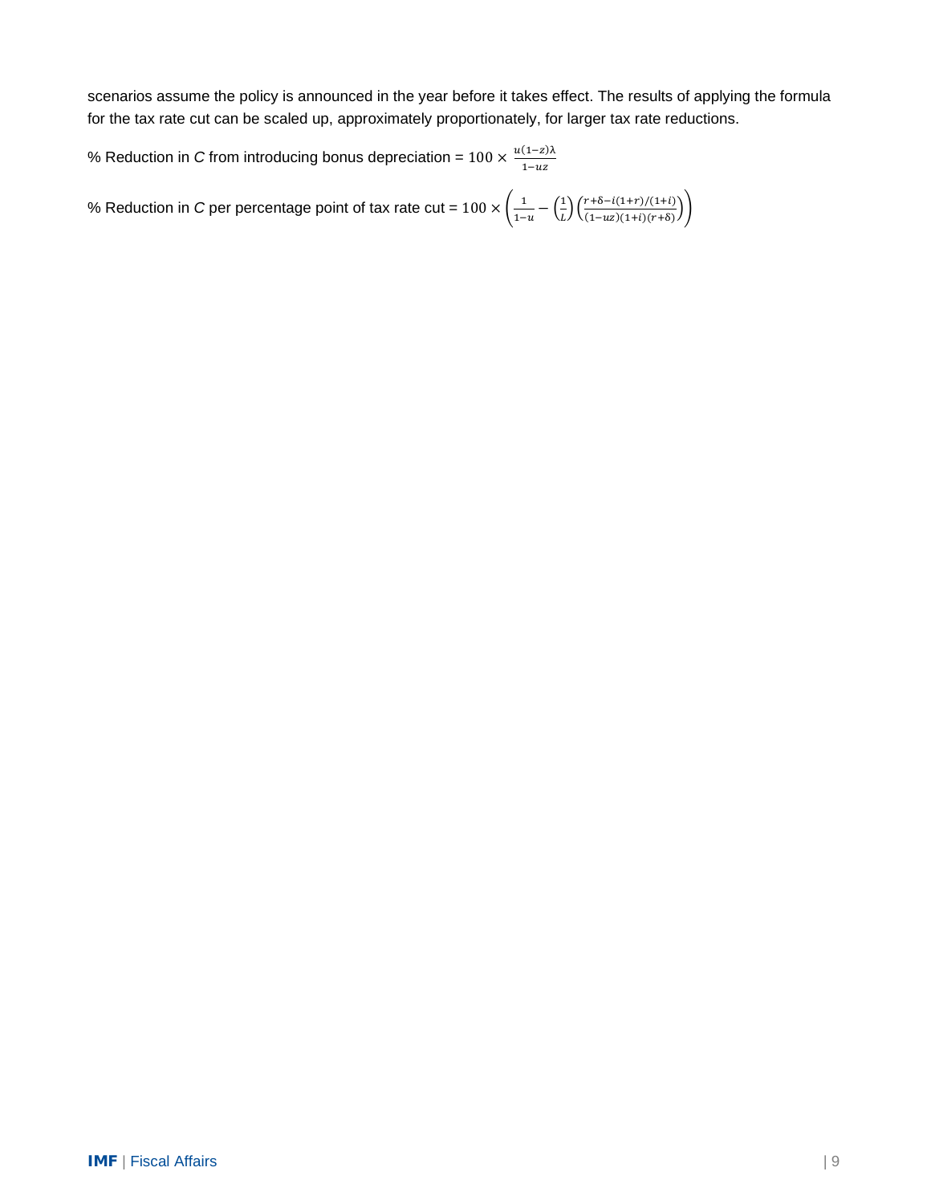scenarios assume the policy is announced in the year before it takes effect. The results of applying the formula for the tax rate cut can be scaled up, approximately proportionately, for larger tax rate reductions.

% Reduction in *C* from introducing bonus depreciation = $100 \times \frac{u(1-z)\lambda}{1-uz}$

% Reduction in *C* per percentage point of tax rate cut = $100 \times \left(\frac{1}{1-u} - \left(\frac{1}{L}\right)\left(\frac{r+\delta-i(1+r)/(1+i)}{(1-uz)(1+i)(r+\delta)}\right)\right)$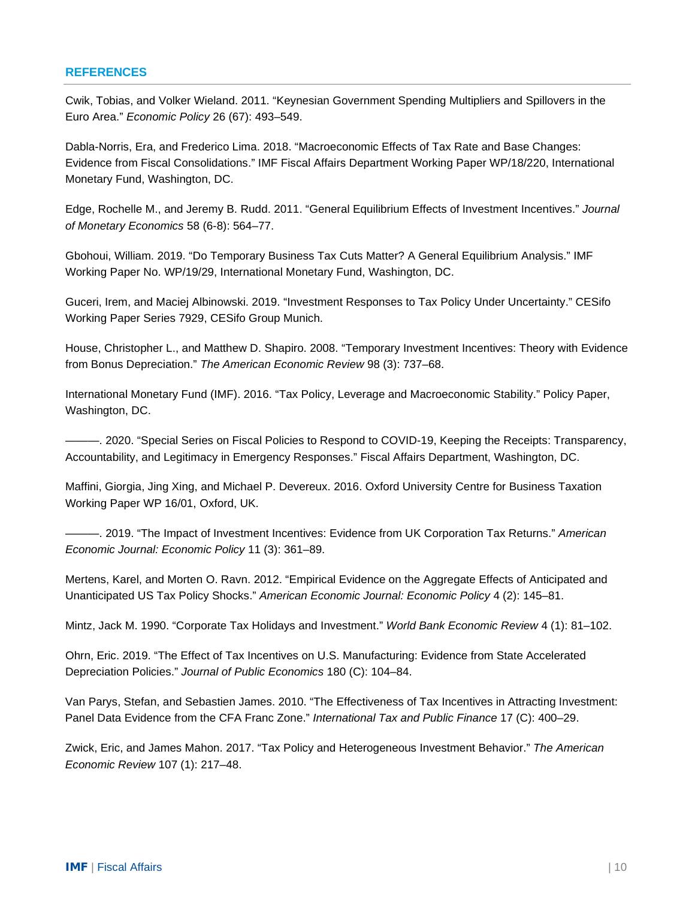## REFERENCES

Cwik, Tobias, and Volker Wieland. 2011. "Keynesian Government Spending Multipliers and Spillovers in the Euro Area." *Economic Policy* 26 (67): 493–549.

Dabla-Norris, Era, and Frederico Lima. 2018. "Macroeconomic Effects of Tax Rate and Base Changes: Evidence from Fiscal Consolidations." IMF Fiscal Affairs Department Working Paper WP/18/220, International Monetary Fund, Washington, DC.

Edge, Rochelle M., and Jeremy B. Rudd. 2011. "General Equilibrium Effects of Investment Incentives." *Journal of Monetary Economics* 58 (6-8): 564–77.

Gbohoui, William. 2019. "Do Temporary Business Tax Cuts Matter? A General Equilibrium Analysis." IMF Working Paper No. WP/19/29, International Monetary Fund, Washington, DC.

Guceri, Irem, and Maciej Albinowski. 2019. "Investment Responses to Tax Policy Under Uncertainty." CESifo Working Paper Series 7929, CESifo Group Munich.

House, Christopher L., and Matthew D. Shapiro. 2008. "Temporary Investment Incentives: Theory with Evidence from Bonus Depreciation." *The American Economic Review* 98 (3): 737–68.

International Monetary Fund (IMF). 2016. "Tax Policy, Leverage and Macroeconomic Stability." Policy Paper, Washington, DC.

———. 2020. "Special Series on Fiscal Policies to Respond to COVID-19, Keeping the Receipts: Transparency, Accountability, and Legitimacy in Emergency Responses." Fiscal Affairs Department, Washington, DC.

Maffini, Giorgia, Jing Xing, and Michael P. Devereux. 2016. Oxford University Centre for Business Taxation Working Paper WP 16/01, Oxford, UK.

———. 2019. "The Impact of Investment Incentives: Evidence from UK Corporation Tax Returns." *American Economic Journal: Economic Policy* 11 (3): 361–89.

Mertens, Karel, and Morten O. Ravn. 2012. "Empirical Evidence on the Aggregate Effects of Anticipated and Unanticipated US Tax Policy Shocks." *American Economic Journal: Economic Policy* 4 (2): 145–81.

Mintz, Jack M. 1990. "Corporate Tax Holidays and Investment." *World Bank Economic Review* 4 (1): 81–102.

Ohrn, Eric. 2019. "The Effect of Tax Incentives on U.S. Manufacturing: Evidence from State Accelerated Depreciation Policies." *Journal of Public Economics* 180 (C): 104–84.

Van Parys, Stefan, and Sebastien James. 2010. "The Effectiveness of Tax Incentives in Attracting Investment: Panel Data Evidence from the CFA Franc Zone." *International Tax and Public Finance* 17 (C): 400–29.

Zwick, Eric, and James Mahon. 2017. "Tax Policy and Heterogeneous Investment Behavior." *The American Economic Review* 107 (1): 217–48.